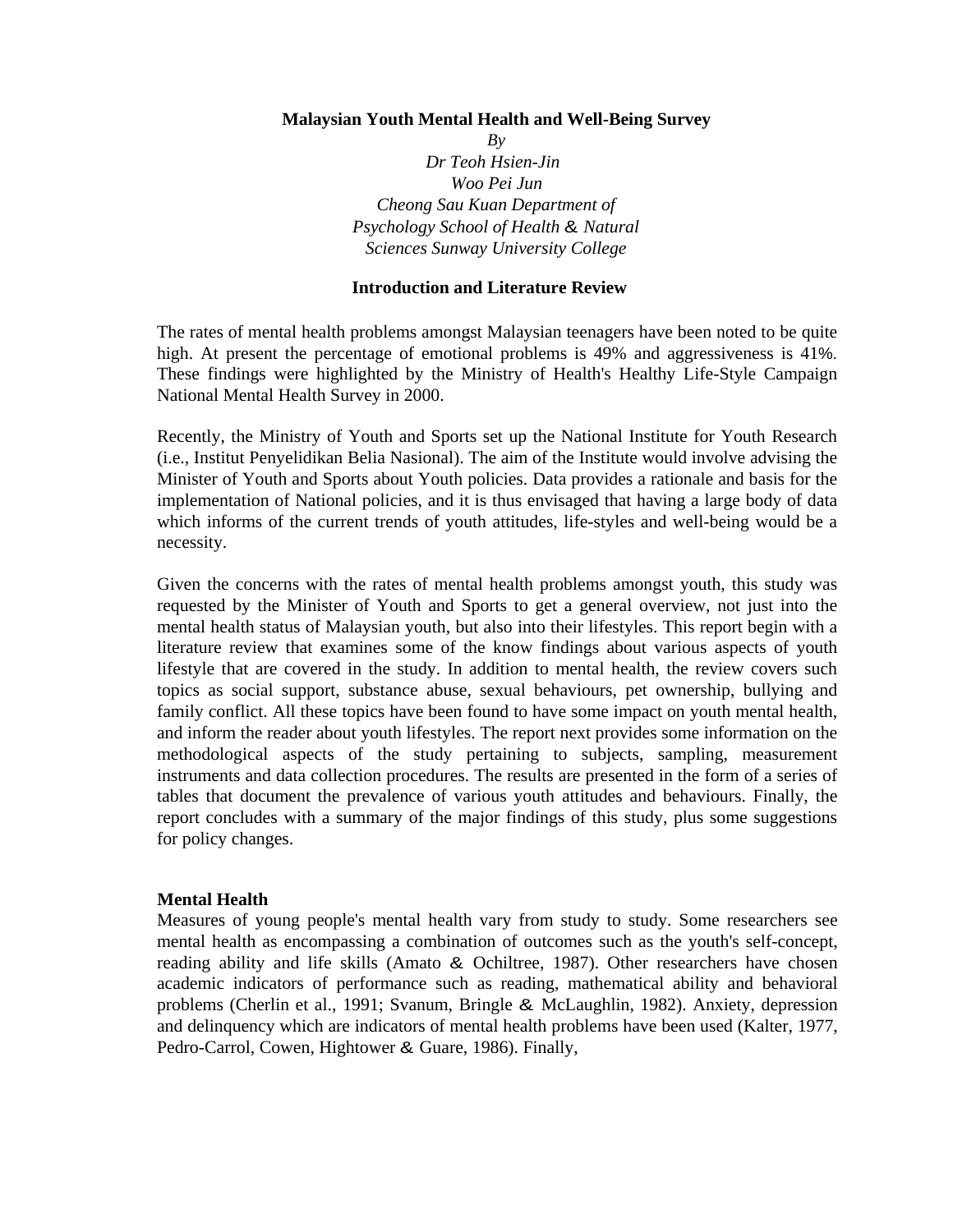# Malaysian Youth Mental Health and Well-Being Survey

*By*
*Dr Teoh Hsien-Jin*
*Woo Pei Jun*
*Cheong Sau Kuan Department of Psychology School of Health & Natural Sciences Sunway University College*

## Introduction and Literature Review

The rates of mental health problems amongst Malaysian teenagers have been noted to be quite high. At present the percentage of emotional problems is 49% and aggressiveness is 41%. These findings were highlighted by the Ministry of Health's Healthy Life-Style Campaign National Mental Health Survey in 2000.

Recently, the Ministry of Youth and Sports set up the National Institute for Youth Research (i.e., Institut Penyelidikan Belia Nasional). The aim of the Institute would involve advising the Minister of Youth and Sports about Youth policies. Data provides a rationale and basis for the implementation of National policies, and it is thus envisaged that having a large body of data which informs of the current trends of youth attitudes, life-styles and well-being would be a necessity.

Given the concerns with the rates of mental health problems amongst youth, this study was requested by the Minister of Youth and Sports to get a general overview, not just into the mental health status of Malaysian youth, but also into their lifestyles. This report begin with a literature review that examines some of the know findings about various aspects of youth lifestyle that are covered in the study. In addition to mental health, the review covers such topics as social support, substance abuse, sexual behaviours, pet ownership, bullying and family conflict. All these topics have been found to have some impact on youth mental health, and inform the reader about youth lifestyles. The report next provides some information on the methodological aspects of the study pertaining to subjects, sampling, measurement instruments and data collection procedures. The results are presented in the form of a series of tables that document the prevalence of various youth attitudes and behaviours. Finally, the report concludes with a summary of the major findings of this study, plus some suggestions for policy changes.

### Mental Health

Measures of young people's mental health vary from study to study. Some researchers see mental health as encompassing a combination of outcomes such as the youth's self-concept, reading ability and life skills (Amato & Ochiltree, 1987). Other researchers have chosen academic indicators of performance such as reading, mathematical ability and behavioral problems (Cherlin et al., 1991; Svanum, Bringle & McLaughlin, 1982). Anxiety, depression and delinquency which are indicators of mental health problems have been used (Kalter, 1977, Pedro-Carrol, Cowen, Hightower & Guare, 1986). Finally,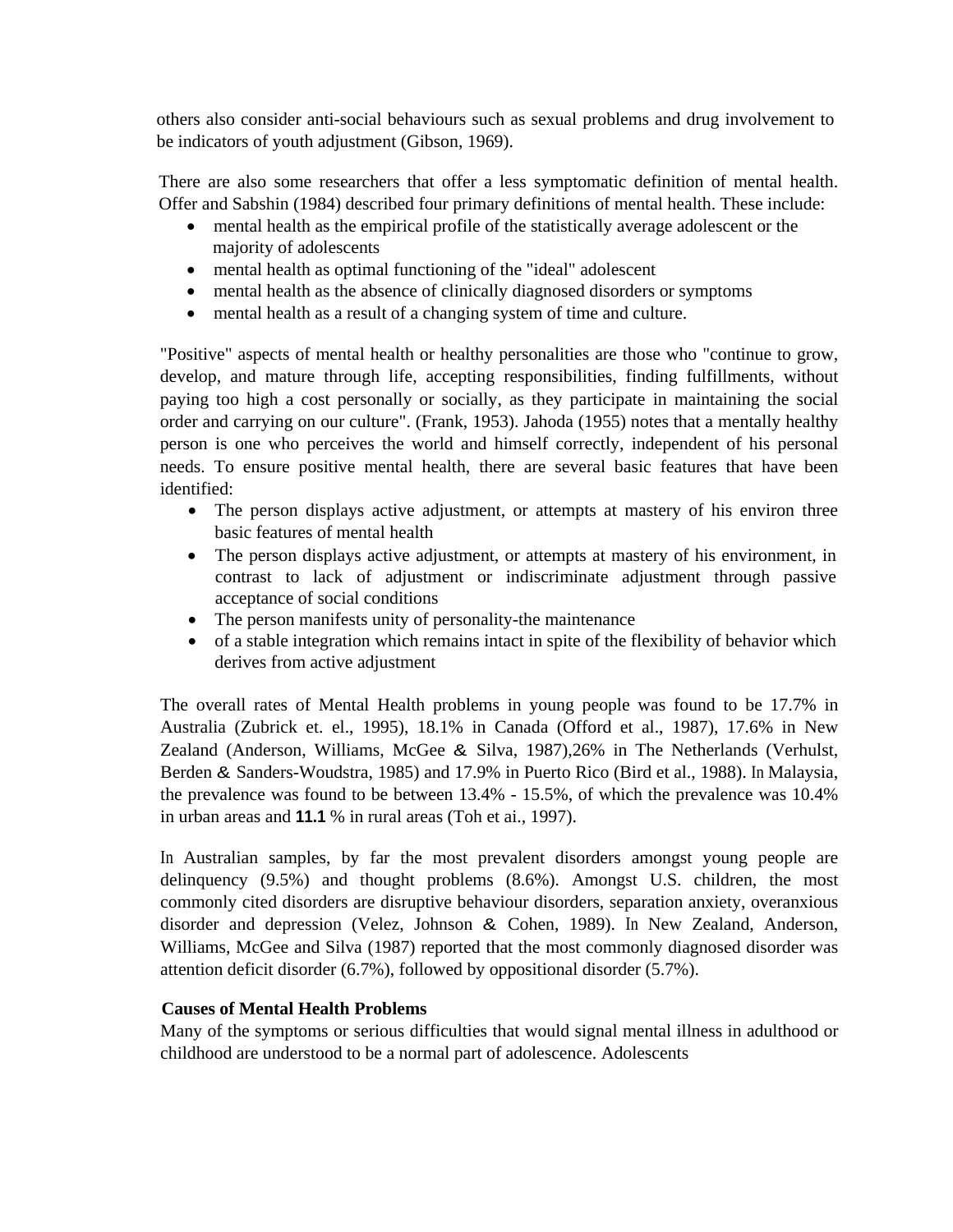others also consider anti-social behaviours such as sexual problems and drug involvement to be indicators of youth adjustment (Gibson, 1969).

There are also some researchers that offer a less symptomatic definition of mental health. Offer and Sabshin (1984) described four primary definitions of mental health. These include:

- mental health as the empirical profile of the statistically average adolescent or the majority of adolescents
- mental health as optimal functioning of the "ideal" adolescent
- mental health as the absence of clinically diagnosed disorders or symptoms
- mental health as a result of a changing system of time and culture.

"Positive" aspects of mental health or healthy personalities are those who "continue to grow, develop, and mature through life, accepting responsibilities, finding fulfillments, without paying too high a cost personally or socially, as they participate in maintaining the social order and carrying on our culture". (Frank, 1953). Jahoda (1955) notes that a mentally healthy person is one who perceives the world and himself correctly, independent of his personal needs. To ensure positive mental health, there are several basic features that have been identified:

- The person displays active adjustment, or attempts at mastery of his environ three basic features of mental health
- The person displays active adjustment, or attempts at mastery of his environment, in contrast to lack of adjustment or indiscriminate adjustment through passive acceptance of social conditions
- The person manifests unity of personality-the maintenance
- of a stable integration which remains intact in spite of the flexibility of behavior which derives from active adjustment

The overall rates of Mental Health problems in young people was found to be 17.7% in Australia (Zubrick et. el., 1995), 18.1% in Canada (Offord et al., 1987), 17.6% in New Zealand (Anderson, Williams, McGee & Silva, 1987),26% in The Netherlands (Verhulst, Berden & Sanders-Woudstra, 1985) and 17.9% in Puerto Rico (Bird et al., 1988). In Malaysia, the prevalence was found to be between 13.4% - 15.5%, of which the prevalence was 10.4% in urban areas and **11.1** % in rural areas (Toh et ai., 1997).

In Australian samples, by far the most prevalent disorders amongst young people are delinquency (9.5%) and thought problems (8.6%). Amongst U.S. children, the most commonly cited disorders are disruptive behaviour disorders, separation anxiety, overanxious disorder and depression (Velez, Johnson & Cohen, 1989). In New Zealand, Anderson, Williams, McGee and Silva (1987) reported that the most commonly diagnosed disorder was attention deficit disorder (6.7%), followed by oppositional disorder (5.7%).

**Causes of Mental Health Problems**

Many of the symptoms or serious difficulties that would signal mental illness in adulthood or childhood are understood to be a normal part of adolescence. Adolescents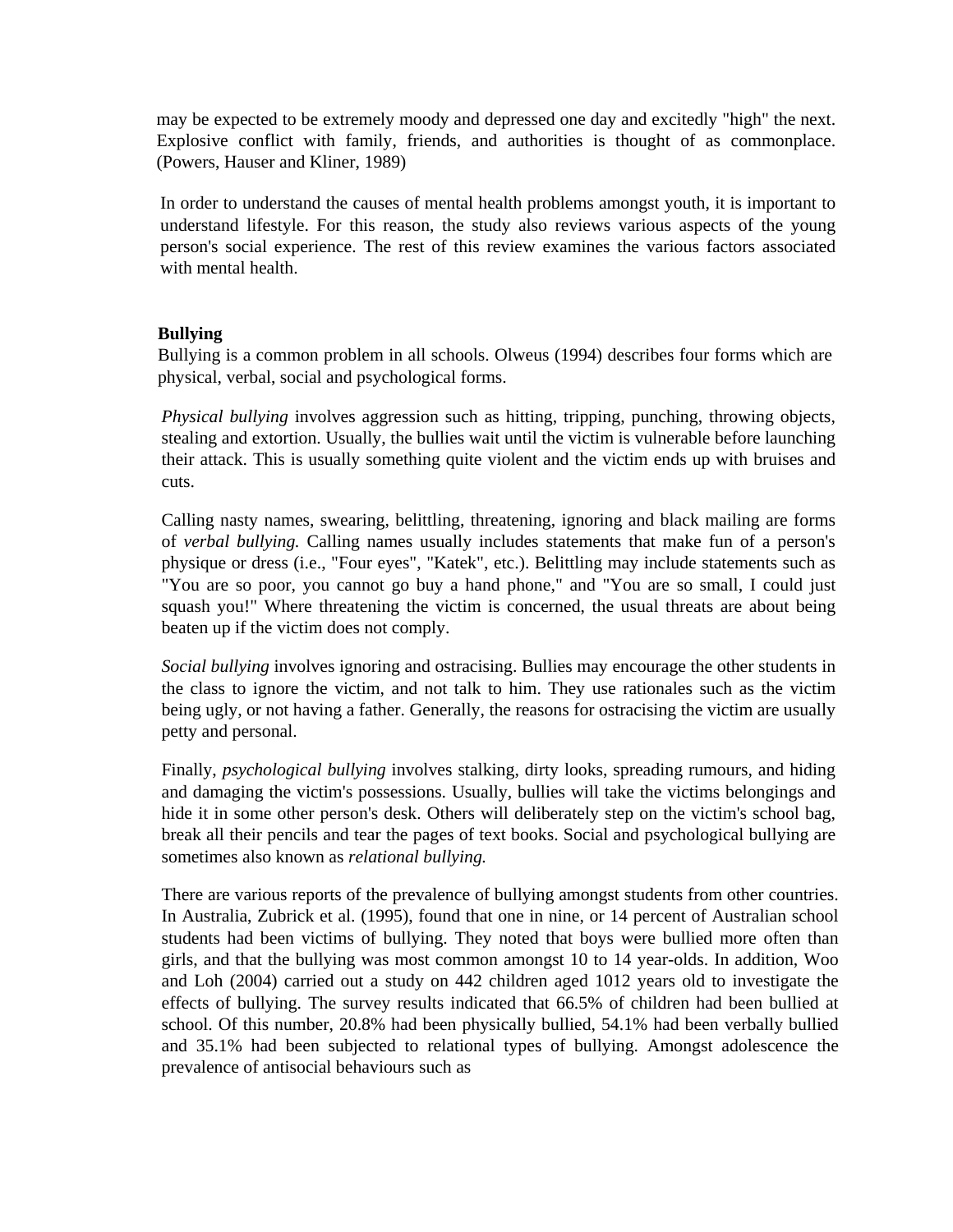may be expected to be extremely moody and depressed one day and excitedly "high" the next. Explosive conflict with family, friends, and authorities is thought of as commonplace. (Powers, Hauser and Kliner, 1989)

In order to understand the causes of mental health problems amongst youth, it is important to understand lifestyle. For this reason, the study also reviews various aspects of the young person's social experience. The rest of this review examines the various factors associated with mental health.

**Bullying**

Bullying is a common problem in all schools. Olweus (1994) describes four forms which are physical, verbal, social and psychological forms.

*Physical bullying* involves aggression such as hitting, tripping, punching, throwing objects, stealing and extortion. Usually, the bullies wait until the victim is vulnerable before launching their attack. This is usually something quite violent and the victim ends up with bruises and cuts.

Calling nasty names, swearing, belittling, threatening, ignoring and black mailing are forms of *verbal bullying.* Calling names usually includes statements that make fun of a person's physique or dress (i.e., "Four eyes", "Katek", etc.). Belittling may include statements such as "You are so poor, you cannot go buy a hand phone," and "You are so small, I could just squash you!" Where threatening the victim is concerned, the usual threats are about being beaten up if the victim does not comply.

*Social bullying* involves ignoring and ostracising. Bullies may encourage the other students in the class to ignore the victim, and not talk to him. They use rationales such as the victim being ugly, or not having a father. Generally, the reasons for ostracising the victim are usually petty and personal.

Finally, *psychological bullying* involves stalking, dirty looks, spreading rumours, and hiding and damaging the victim's possessions. Usually, bullies will take the victims belongings and hide it in some other person's desk. Others will deliberately step on the victim's school bag, break all their pencils and tear the pages of text books. Social and psychological bullying are sometimes also known as *relational bullying.*

There are various reports of the prevalence of bullying amongst students from other countries. In Australia, Zubrick et al. (1995), found that one in nine, or 14 percent of Australian school students had been victims of bullying. They noted that boys were bullied more often than girls, and that the bullying was most common amongst 10 to 14 year-olds. In addition, Woo and Loh (2004) carried out a study on 442 children aged 1012 years old to investigate the effects of bullying. The survey results indicated that 66.5% of children had been bullied at school. Of this number, 20.8% had been physically bullied, 54.1% had been verbally bullied and 35.1% had been subjected to relational types of bullying. Amongst adolescence the prevalence of antisocial behaviours such as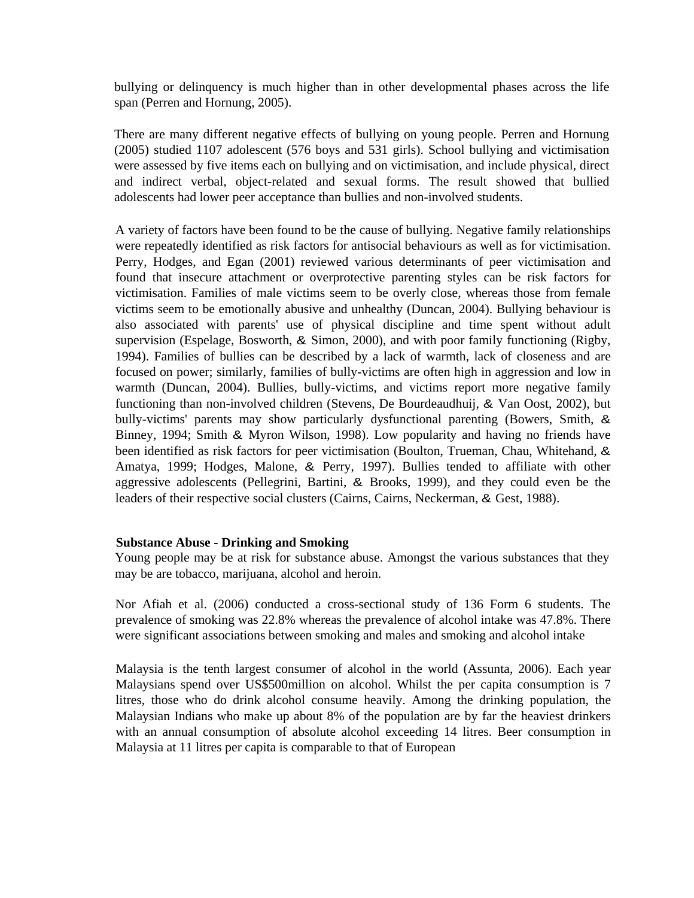bullying or delinquency is much higher than in other developmental phases across the life span (Perren and Hornung, 2005).

There are many different negative effects of bullying on young people. Perren and Hornung (2005) studied 1107 adolescent (576 boys and 531 girls). School bullying and victimisation were assessed by five items each on bullying and on victimisation, and include physical, direct and indirect verbal, object-related and sexual forms. The result showed that bullied adolescents had lower peer acceptance than bullies and non-involved students.

A variety of factors have been found to be the cause of bullying. Negative family relationships were repeatedly identified as risk factors for antisocial behaviours as well as for victimisation. Perry, Hodges, and Egan (2001) reviewed various determinants of peer victimisation and found that insecure attachment or overprotective parenting styles can be risk factors for victimisation. Families of male victims seem to be overly close, whereas those from female victims seem to be emotionally abusive and unhealthy (Duncan, 2004). Bullying behaviour is also associated with parents' use of physical discipline and time spent without adult supervision (Espelage, Bosworth, & Simon, 2000), and with poor family functioning (Rigby, 1994). Families of bullies can be described by a lack of warmth, lack of closeness and are focused on power; similarly, families of bully-victims are often high in aggression and low in warmth (Duncan, 2004). Bullies, bully-victims, and victims report more negative family functioning than non-involved children (Stevens, De Bourdeaudhuij, & Van Oost, 2002), but bully-victims' parents may show particularly dysfunctional parenting (Bowers, Smith, & Binney, 1994; Smith & Myron Wilson, 1998). Low popularity and having no friends have been identified as risk factors for peer victimisation (Boulton, Trueman, Chau, Whitehand, & Amatya, 1999; Hodges, Malone, & Perry, 1997). Bullies tended to affiliate with other aggressive adolescents (Pellegrini, Bartini, & Brooks, 1999), and they could even be the leaders of their respective social clusters (Cairns, Cairns, Neckerman, & Gest, 1988).

**Substance Abuse - Drinking and Smoking**

Young people may be at risk for substance abuse. Amongst the various substances that they may be are tobacco, marijuana, alcohol and heroin.

Nor Afiah et al. (2006) conducted a cross-sectional study of 136 Form 6 students. The prevalence of smoking was 22.8% whereas the prevalence of alcohol intake was 47.8%. There were significant associations between smoking and males and smoking and alcohol intake

Malaysia is the tenth largest consumer of alcohol in the world (Assunta, 2006). Each year Malaysians spend over US$500million on alcohol. Whilst the per capita consumption is 7 litres, those who do drink alcohol consume heavily. Among the drinking population, the Malaysian Indians who make up about 8% of the population are by far the heaviest drinkers with an annual consumption of absolute alcohol exceeding 14 litres. Beer consumption in Malaysia at 11 litres per capita is comparable to that of European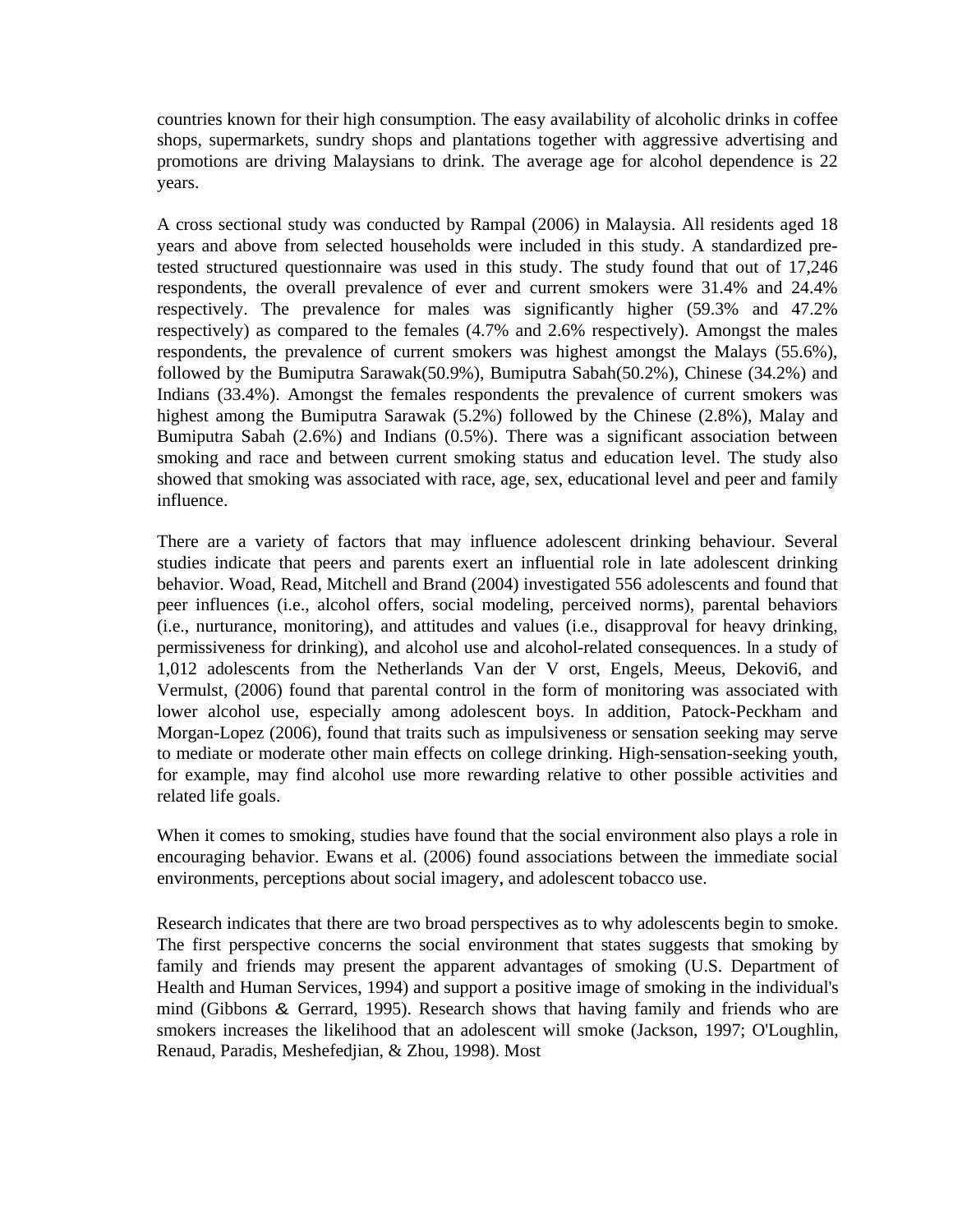countries known for their high consumption. The easy availability of alcoholic drinks in coffee shops, supermarkets, sundry shops and plantations together with aggressive advertising and promotions are driving Malaysians to drink. The average age for alcohol dependence is 22 years.

A cross sectional study was conducted by Rampal (2006) in Malaysia. All residents aged 18 years and above from selected households were included in this study. A standardized pre-tested structured questionnaire was used in this study. The study found that out of 17,246 respondents, the overall prevalence of ever and current smokers were 31.4% and 24.4% respectively. The prevalence for males was significantly higher (59.3% and 47.2% respectively) as compared to the females (4.7% and 2.6% respectively). Amongst the males respondents, the prevalence of current smokers was highest amongst the Malays (55.6%), followed by the Bumiputra Sarawak(50.9%), Bumiputra Sabah(50.2%), Chinese (34.2%) and Indians (33.4%). Amongst the females respondents the prevalence of current smokers was highest among the Bumiputra Sarawak (5.2%) followed by the Chinese (2.8%), Malay and Bumiputra Sabah (2.6%) and Indians (0.5%). There was a significant association between smoking and race and between current smoking status and education level. The study also showed that smoking was associated with race, age, sex, educational level and peer and family influence.

There are a variety of factors that may influence adolescent drinking behaviour. Several studies indicate that peers and parents exert an influential role in late adolescent drinking behavior. Woad, Read, Mitchell and Brand (2004) investigated 556 adolescents and found that peer influences (i.e., alcohol offers, social modeling, perceived norms), parental behaviors (i.e., nurturance, monitoring), and attitudes and values (i.e., disapproval for heavy drinking, permissiveness for drinking), and alcohol use and alcohol-related consequences. In a study of 1,012 adolescents from the Netherlands Van der V orst, Engels, Meeus, Dekovi6, and Vermulst, (2006) found that parental control in the form of monitoring was associated with lower alcohol use, especially among adolescent boys. In addition, Patock-Peckham and Morgan-Lopez (2006), found that traits such as impulsiveness or sensation seeking may serve to mediate or moderate other main effects on college drinking. High-sensation-seeking youth, for example, may find alcohol use more rewarding relative to other possible activities and related life goals.

When it comes to smoking, studies have found that the social environment also plays a role in encouraging behavior. Ewans et al. (2006) found associations between the immediate social environments, perceptions about social imagery, and adolescent tobacco use.

Research indicates that there are two broad perspectives as to why adolescents begin to smoke. The first perspective concerns the social environment that states suggests that smoking by family and friends may present the apparent advantages of smoking (U.S. Department of Health and Human Services, 1994) and support a positive image of smoking in the individual's mind (Gibbons & Gerrard, 1995). Research shows that having family and friends who are smokers increases the likelihood that an adolescent will smoke (Jackson, 1997; O'Loughlin, Renaud, Paradis, Meshefedjian, & Zhou, 1998). Most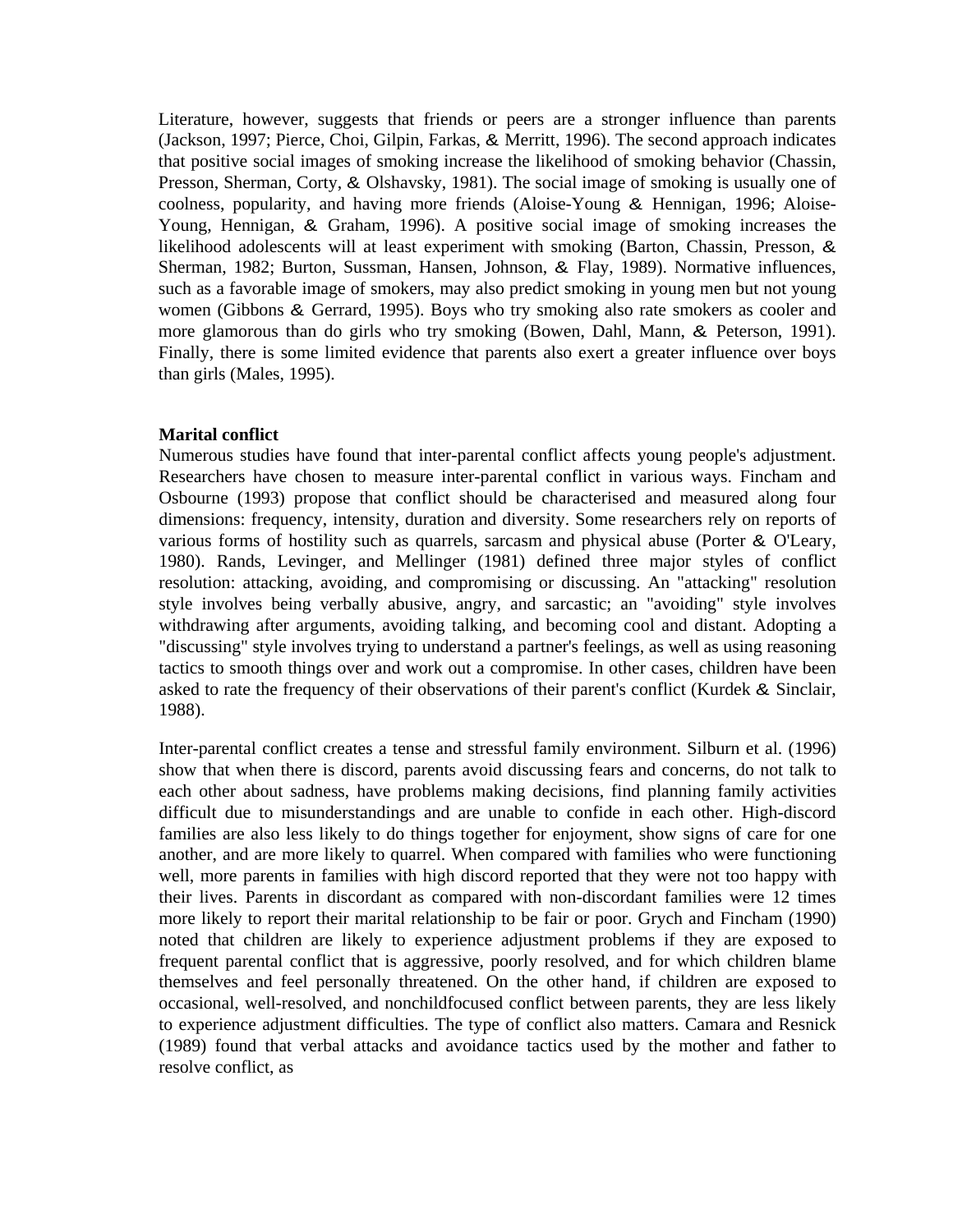Literature, however, suggests that friends or peers are a stronger influence than parents (Jackson, 1997; Pierce, Choi, Gilpin, Farkas, & Merritt, 1996). The second approach indicates that positive social images of smoking increase the likelihood of smoking behavior (Chassin, Presson, Sherman, Corty, & Olshavsky, 1981). The social image of smoking is usually one of coolness, popularity, and having more friends (Aloise-Young & Hennigan, 1996; Aloise-Young, Hennigan, & Graham, 1996). A positive social image of smoking increases the likelihood adolescents will at least experiment with smoking (Barton, Chassin, Presson, & Sherman, 1982; Burton, Sussman, Hansen, Johnson, & Flay, 1989). Normative influences, such as a favorable image of smokers, may also predict smoking in young men but not young women (Gibbons & Gerrard, 1995). Boys who try smoking also rate smokers as cooler and more glamorous than do girls who try smoking (Bowen, Dahl, Mann, & Peterson, 1991). Finally, there is some limited evidence that parents also exert a greater influence over boys than girls (Males, 1995).

**Marital conflict**

Numerous studies have found that inter-parental conflict affects young people's adjustment. Researchers have chosen to measure inter-parental conflict in various ways. Fincham and Osbourne (1993) propose that conflict should be characterised and measured along four dimensions: frequency, intensity, duration and diversity. Some researchers rely on reports of various forms of hostility such as quarrels, sarcasm and physical abuse (Porter & O'Leary, 1980). Rands, Levinger, and Mellinger (1981) defined three major styles of conflict resolution: attacking, avoiding, and compromising or discussing. An "attacking" resolution style involves being verbally abusive, angry, and sarcastic; an "avoiding" style involves withdrawing after arguments, avoiding talking, and becoming cool and distant. Adopting a "discussing" style involves trying to understand a partner's feelings, as well as using reasoning tactics to smooth things over and work out a compromise. In other cases, children have been asked to rate the frequency of their observations of their parent's conflict (Kurdek & Sinclair, 1988).

Inter-parental conflict creates a tense and stressful family environment. Silburn et al. (1996) show that when there is discord, parents avoid discussing fears and concerns, do not talk to each other about sadness, have problems making decisions, find planning family activities difficult due to misunderstandings and are unable to confide in each other. High-discord families are also less likely to do things together for enjoyment, show signs of care for one another, and are more likely to quarrel. When compared with families who were functioning well, more parents in families with high discord reported that they were not too happy with their lives. Parents in discordant as compared with non-discordant families were 12 times more likely to report their marital relationship to be fair or poor. Grych and Fincham (1990) noted that children are likely to experience adjustment problems if they are exposed to frequent parental conflict that is aggressive, poorly resolved, and for which children blame themselves and feel personally threatened. On the other hand, if children are exposed to occasional, well-resolved, and nonchildfocused conflict between parents, they are less likely to experience adjustment difficulties. The type of conflict also matters. Camara and Resnick (1989) found that verbal attacks and avoidance tactics used by the mother and father to resolve conflict, as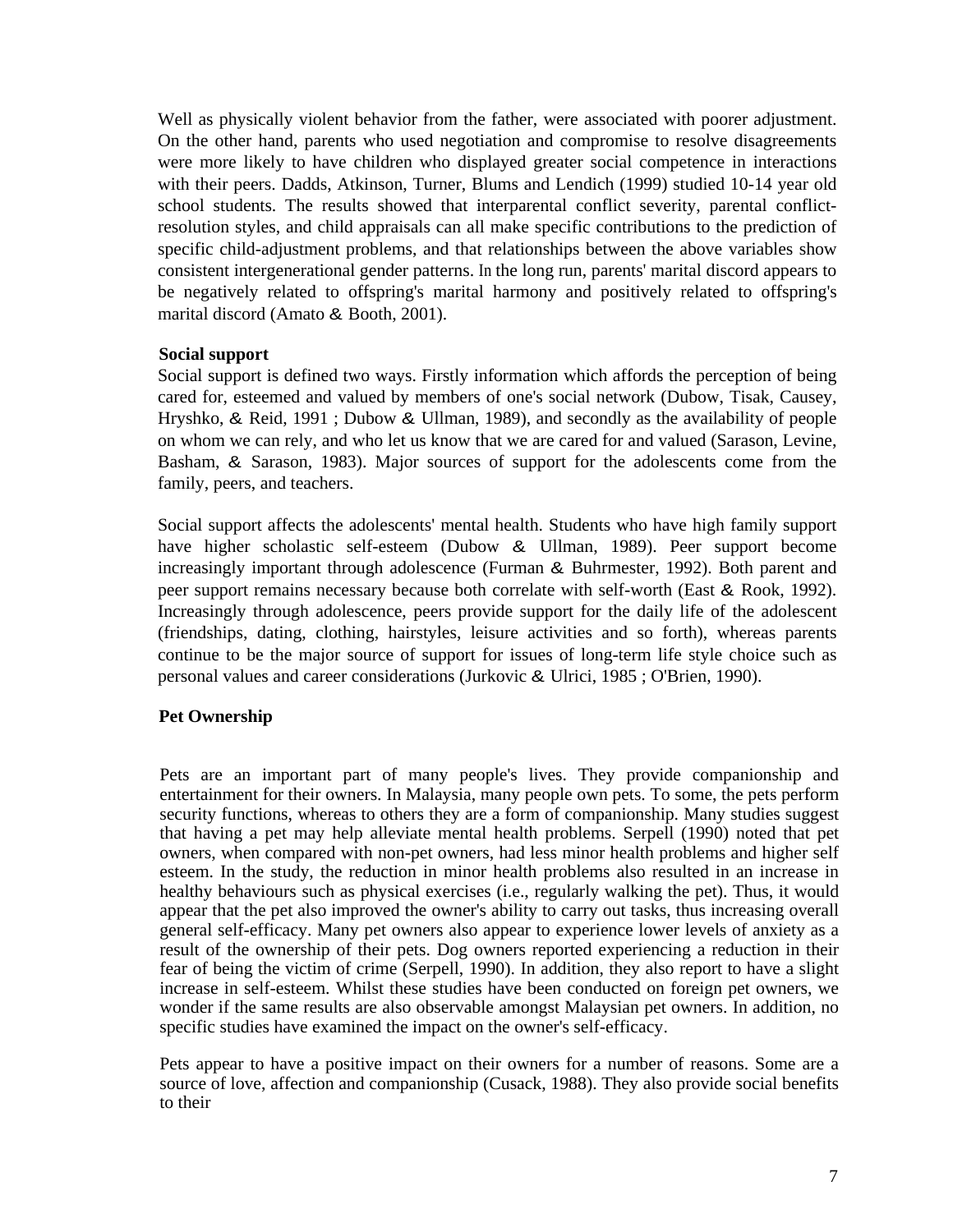Well as physically violent behavior from the father, were associated with poorer adjustment. On the other hand, parents who used negotiation and compromise to resolve disagreements were more likely to have children who displayed greater social competence in interactions with their peers. Dadds, Atkinson, Turner, Blums and Lendich (1999) studied 10-14 year old school students. The results showed that interparental conflict severity, parental conflict-resolution styles, and child appraisals can all make specific contributions to the prediction of specific child-adjustment problems, and that relationships between the above variables show consistent intergenerational gender patterns. In the long run, parents' marital discord appears to be negatively related to offspring's marital harmony and positively related to offspring's marital discord (Amato & Booth, 2001).

**Social support**

Social support is defined two ways. Firstly information which affords the perception of being cared for, esteemed and valued by members of one's social network (Dubow, Tisak, Causey, Hryshko, & Reid, 1991 ; Dubow & Ullman, 1989), and secondly as the availability of people on whom we can rely, and who let us know that we are cared for and valued (Sarason, Levine, Basham, & Sarason, 1983). Major sources of support for the adolescents come from the family, peers, and teachers.

Social support affects the adolescents' mental health. Students who have high family support have higher scholastic self-esteem (Dubow & Ullman, 1989). Peer support become increasingly important through adolescence (Furman & Buhrmester, 1992). Both parent and peer support remains necessary because both correlate with self-worth (East & Rook, 1992). Increasingly through adolescence, peers provide support for the daily life of the adolescent (friendships, dating, clothing, hairstyles, leisure activities and so forth), whereas parents continue to be the major source of support for issues of long-term life style choice such as personal values and career considerations (Jurkovic & Ulrici, 1985 ; O'Brien, 1990).

**Pet Ownership**

Pets are an important part of many people's lives. They provide companionship and entertainment for their owners. In Malaysia, many people own pets. To some, the pets perform security functions, whereas to others they are a form of companionship. Many studies suggest that having a pet may help alleviate mental health problems. Serpell (1990) noted that pet owners, when compared with non-pet owners, had less minor health problems and higher self esteem. In the study, the reduction in minor health problems also resulted in an increase in healthy behaviours such as physical exercises (i.e., regularly walking the pet). Thus, it would appear that the pet also improved the owner's ability to carry out tasks, thus increasing overall general self-efficacy. Many pet owners also appear to experience lower levels of anxiety as a result of the ownership of their pets. Dog owners reported experiencing a reduction in their fear of being the victim of crime (Serpell, 1990). In addition, they also report to have a slight increase in self-esteem. Whilst these studies have been conducted on foreign pet owners, we wonder if the same results are also observable amongst Malaysian pet owners. In addition, no specific studies have examined the impact on the owner's self-efficacy.

Pets appear to have a positive impact on their owners for a number of reasons. Some are a source of love, affection and companionship (Cusack, 1988). They also provide social benefits to their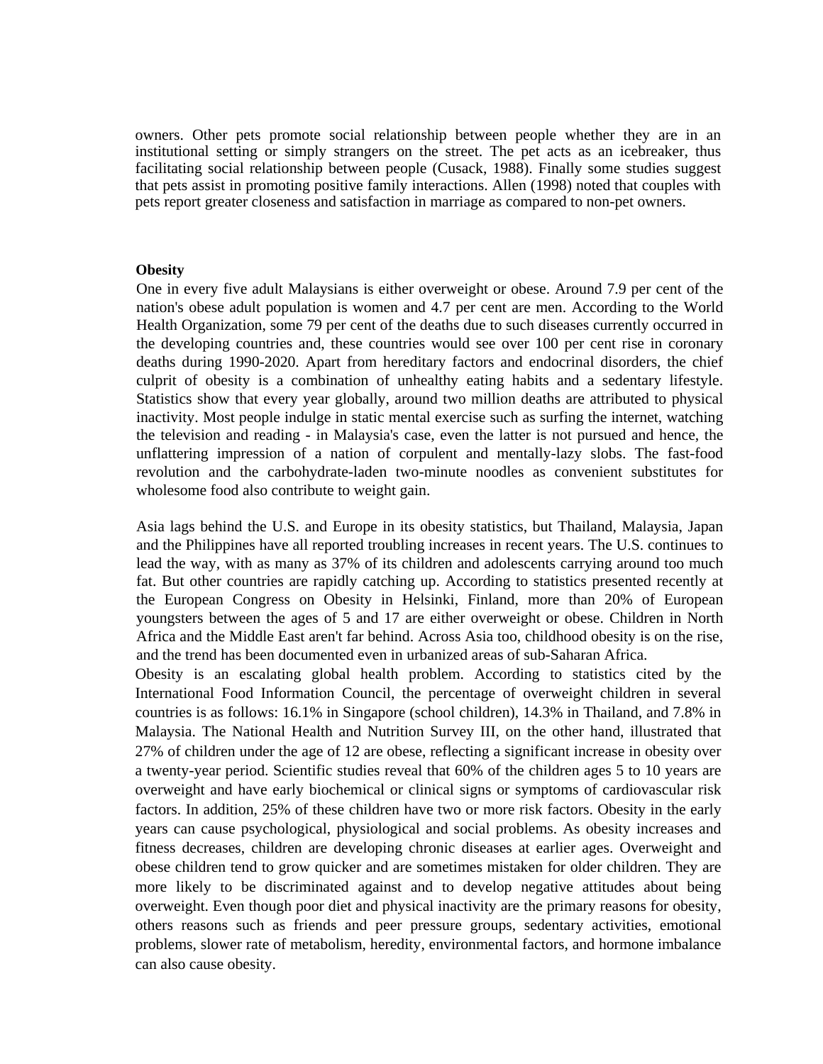owners. Other pets promote social relationship between people whether they are in an institutional setting or simply strangers on the street. The pet acts as an icebreaker, thus facilitating social relationship between people (Cusack, 1988). Finally some studies suggest that pets assist in promoting positive family interactions. Allen (1998) noted that couples with pets report greater closeness and satisfaction in marriage as compared to non-pet owners.

**Obesity**

One in every five adult Malaysians is either overweight or obese. Around 7.9 per cent of the nation's obese adult population is women and 4.7 per cent are men. According to the World Health Organization, some 79 per cent of the deaths due to such diseases currently occurred in the developing countries and, these countries would see over 100 per cent rise in coronary deaths during 1990-2020. Apart from hereditary factors and endocrinal disorders, the chief culprit of obesity is a combination of unhealthy eating habits and a sedentary lifestyle. Statistics show that every year globally, around two million deaths are attributed to physical inactivity. Most people indulge in static mental exercise such as surfing the internet, watching the television and reading - in Malaysia's case, even the latter is not pursued and hence, the unflattering impression of a nation of corpulent and mentally-lazy slobs. The fast-food revolution and the carbohydrate-laden two-minute noodles as convenient substitutes for wholesome food also contribute to weight gain.

Asia lags behind the U.S. and Europe in its obesity statistics, but Thailand, Malaysia, Japan and the Philippines have all reported troubling increases in recent years. The U.S. continues to lead the way, with as many as 37% of its children and adolescents carrying around too much fat. But other countries are rapidly catching up. According to statistics presented recently at the European Congress on Obesity in Helsinki, Finland, more than 20% of European youngsters between the ages of 5 and 17 are either overweight or obese. Children in North Africa and the Middle East aren't far behind. Across Asia too, childhood obesity is on the rise, and the trend has been documented even in urbanized areas of sub-Saharan Africa.

Obesity is an escalating global health problem. According to statistics cited by the International Food Information Council, the percentage of overweight children in several countries is as follows: 16.1% in Singapore (school children), 14.3% in Thailand, and 7.8% in Malaysia. The National Health and Nutrition Survey III, on the other hand, illustrated that 27% of children under the age of 12 are obese, reflecting a significant increase in obesity over a twenty-year period. Scientific studies reveal that 60% of the children ages 5 to 10 years are overweight and have early biochemical or clinical signs or symptoms of cardiovascular risk factors. In addition, 25% of these children have two or more risk factors. Obesity in the early years can cause psychological, physiological and social problems. As obesity increases and fitness decreases, children are developing chronic diseases at earlier ages. Overweight and obese children tend to grow quicker and are sometimes mistaken for older children. They are more likely to be discriminated against and to develop negative attitudes about being overweight. Even though poor diet and physical inactivity are the primary reasons for obesity, others reasons such as friends and peer pressure groups, sedentary activities, emotional problems, slower rate of metabolism, heredity, environmental factors, and hormone imbalance can also cause obesity.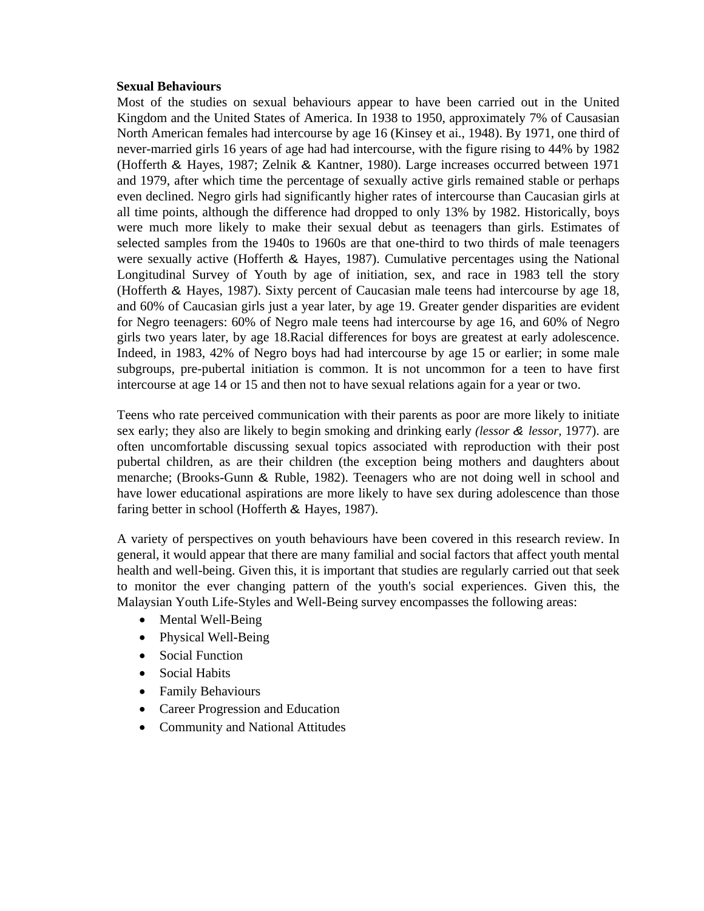**Sexual Behaviours**

Most of the studies on sexual behaviours appear to have been carried out in the United Kingdom and the United States of America. In 1938 to 1950, approximately 7% of Causasian North American females had intercourse by age 16 (Kinsey et ai., 1948). By 1971, one third of never-married girls 16 years of age had had intercourse, with the figure rising to 44% by 1982 (Hofferth & Hayes, 1987; Zelnik & Kantner, 1980). Large increases occurred between 1971 and 1979, after which time the percentage of sexually active girls remained stable or perhaps even declined. Negro girls had significantly higher rates of intercourse than Caucasian girls at all time points, although the difference had dropped to only 13% by 1982. Historically, boys were much more likely to make their sexual debut as teenagers than girls. Estimates of selected samples from the 1940s to 1960s are that one-third to two thirds of male teenagers were sexually active (Hofferth & Hayes, 1987). Cumulative percentages using the National Longitudinal Survey of Youth by age of initiation, sex, and race in 1983 tell the story (Hofferth & Hayes, 1987). Sixty percent of Caucasian male teens had intercourse by age 18, and 60% of Caucasian girls just a year later, by age 19. Greater gender disparities are evident for Negro teenagers: 60% of Negro male teens had intercourse by age 16, and 60% of Negro girls two years later, by age 18.Racial differences for boys are greatest at early adolescence. Indeed, in 1983, 42% of Negro boys had had intercourse by age 15 or earlier; in some male subgroups, pre-pubertal initiation is common. It is not uncommon for a teen to have first intercourse at age 14 or 15 and then not to have sexual relations again for a year or two.

Teens who rate perceived communication with their parents as poor are more likely to initiate sex early; they also are likely to begin smoking and drinking early *(lessor & lessor,* 1977). are often uncomfortable discussing sexual topics associated with reproduction with their post pubertal children, as are their children (the exception being mothers and daughters about menarche; (Brooks-Gunn & Ruble, 1982). Teenagers who are not doing well in school and have lower educational aspirations are more likely to have sex during adolescence than those faring better in school (Hofferth & Hayes, 1987).

A variety of perspectives on youth behaviours have been covered in this research review. In general, it would appear that there are many familial and social factors that affect youth mental health and well-being. Given this, it is important that studies are regularly carried out that seek to monitor the ever changing pattern of the youth's social experiences. Given this, the Malaysian Youth Life-Styles and Well-Being survey encompasses the following areas:

- Mental Well-Being
- Physical Well-Being
- Social Function
- Social Habits
- Family Behaviours
- Career Progression and Education
- Community and National Attitudes